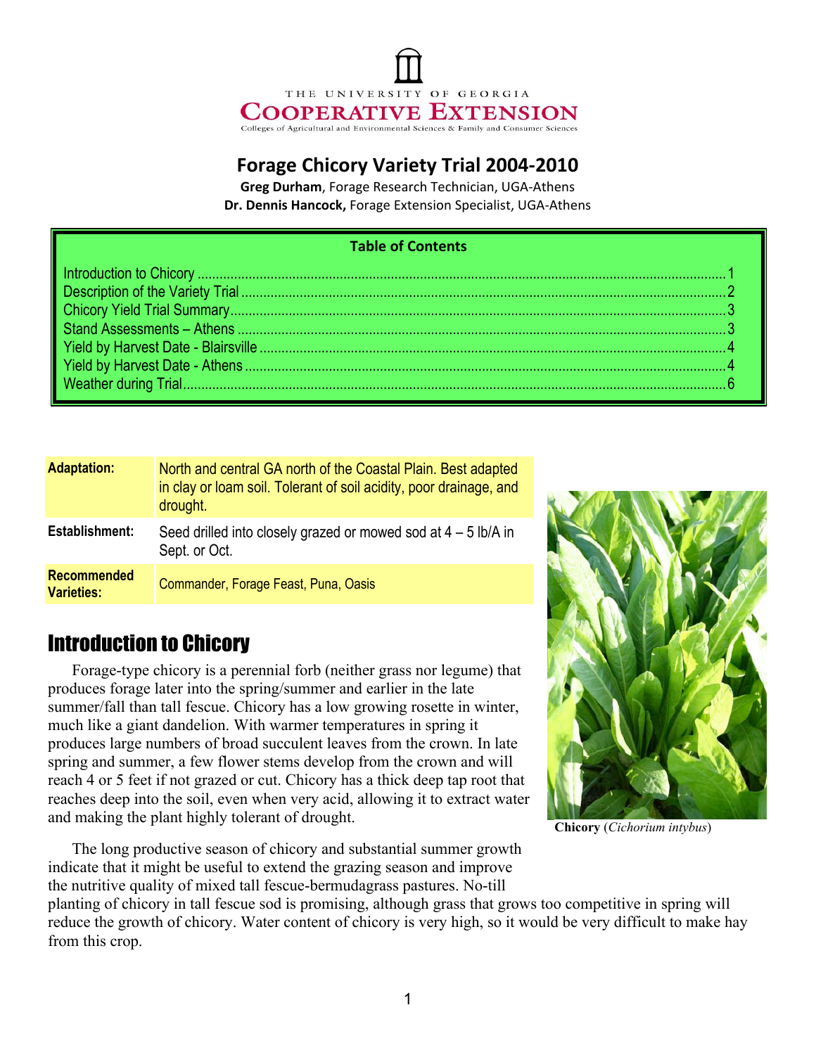THE UNIVERSITY OF GEORGIA

COOPERATIVE EXTENSION

Colleges of Agricultural and Environmental Sciences & Family and Consumer Sciences

# Forage Chicory Variety Trial 2004-2010

**Greg Durham**, Forage Research Technician, UGA-Athens
**Dr. Dennis Hancock,** Forage Extension Specialist, UGA-Athens

**Table of Contents**

- Introduction to Chicory .......... 1
- Description of the Variety Trial .......... 2
- Chicory Yield Trial Summary .......... 3
- Stand Assessments – Athens .......... 3
- Yield by Harvest Date - Blairsville .......... 4
- Yield by Harvest Date - Athens .......... 4
- Weather during Trial .......... 6

| | |
|---|---|
| **Adaptation:** | North and central GA north of the Coastal Plain. Best adapted in clay or loam soil. Tolerant of soil acidity, poor drainage, and drought. |
| **Establishment:** | Seed drilled into closely grazed or mowed sod at 4 – 5 lb/A in Sept. or Oct. |
| **Recommended Varieties:** | Commander, Forage Feast, Puna, Oasis |

## Introduction to Chicory

Forage-type chicory is a perennial forb (neither grass nor legume) that produces forage later into the spring/summer and earlier in the late summer/fall than tall fescue. Chicory has a low growing rosette in winter, much like a giant dandelion. With warmer temperatures in spring it produces large numbers of broad succulent leaves from the crown. In late spring and summer, a few flower stems develop from the crown and will reach 4 or 5 feet if not grazed or cut. Chicory has a thick deep tap root that reaches deep into the soil, even when very acid, allowing it to extract water and making the plant highly tolerant of drought.

**Chicory** (*Cichorium intybus*)

The long productive season of chicory and substantial summer growth indicate that it might be useful to extend the grazing season and improve the nutritive quality of mixed tall fescue-bermudagrass pastures. No-till planting of chicory in tall fescue sod is promising, although grass that grows too competitive in spring will reduce the growth of chicory. Water content of chicory is very high, so it would be very difficult to make hay from this crop.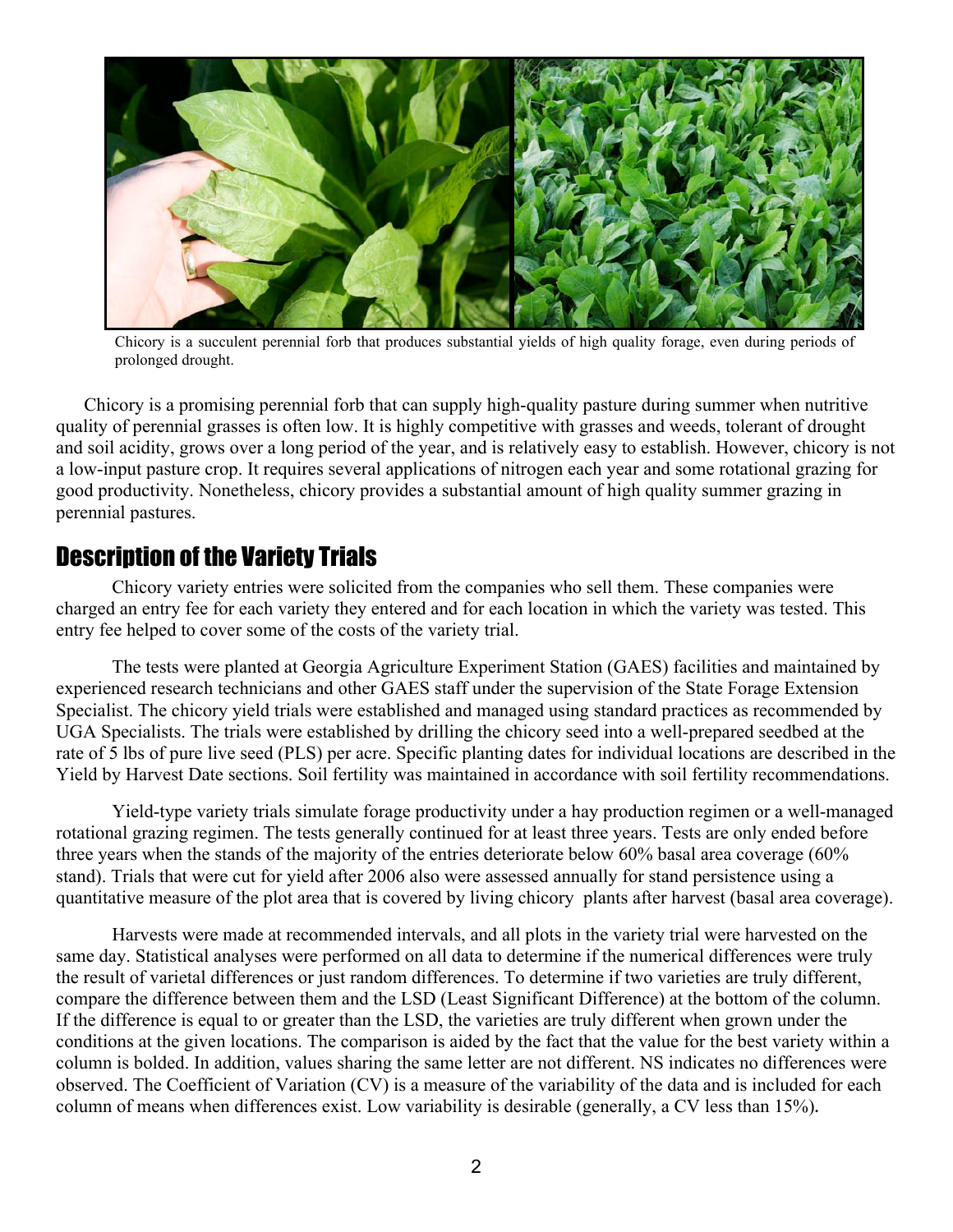Chicory is a succulent perennial forb that produces substantial yields of high quality forage, even during periods of prolonged drought.

Chicory is a promising perennial forb that can supply high-quality pasture during summer when nutritive quality of perennial grasses is often low. It is highly competitive with grasses and weeds, tolerant of drought and soil acidity, grows over a long period of the year, and is relatively easy to establish. However, chicory is not a low-input pasture crop. It requires several applications of nitrogen each year and some rotational grazing for good productivity. Nonetheless, chicory provides a substantial amount of high quality summer grazing in perennial pastures.

## Description of the Variety Trials

Chicory variety entries were solicited from the companies who sell them. These companies were charged an entry fee for each variety they entered and for each location in which the variety was tested. This entry fee helped to cover some of the costs of the variety trial.

The tests were planted at Georgia Agriculture Experiment Station (GAES) facilities and maintained by experienced research technicians and other GAES staff under the supervision of the State Forage Extension Specialist. The chicory yield trials were established and managed using standard practices as recommended by UGA Specialists. The trials were established by drilling the chicory seed into a well-prepared seedbed at the rate of 5 lbs of pure live seed (PLS) per acre. Specific planting dates for individual locations are described in the Yield by Harvest Date sections. Soil fertility was maintained in accordance with soil fertility recommendations.

Yield-type variety trials simulate forage productivity under a hay production regimen or a well-managed rotational grazing regimen. The tests generally continued for at least three years. Tests are only ended before three years when the stands of the majority of the entries deteriorate below 60% basal area coverage (60% stand). Trials that were cut for yield after 2006 also were assessed annually for stand persistence using a quantitative measure of the plot area that is covered by living chicory plants after harvest (basal area coverage).

Harvests were made at recommended intervals, and all plots in the variety trial were harvested on the same day. Statistical analyses were performed on all data to determine if the numerical differences were truly the result of varietal differences or just random differences. To determine if two varieties are truly different, compare the difference between them and the LSD (Least Significant Difference) at the bottom of the column. If the difference is equal to or greater than the LSD, the varieties are truly different when grown under the conditions at the given locations. The comparison is aided by the fact that the value for the best variety within a column is bolded. In addition, values sharing the same letter are not different. NS indicates no differences were observed. The Coefficient of Variation (CV) is a measure of the variability of the data and is included for each column of means when differences exist. Low variability is desirable (generally, a CV less than 15%).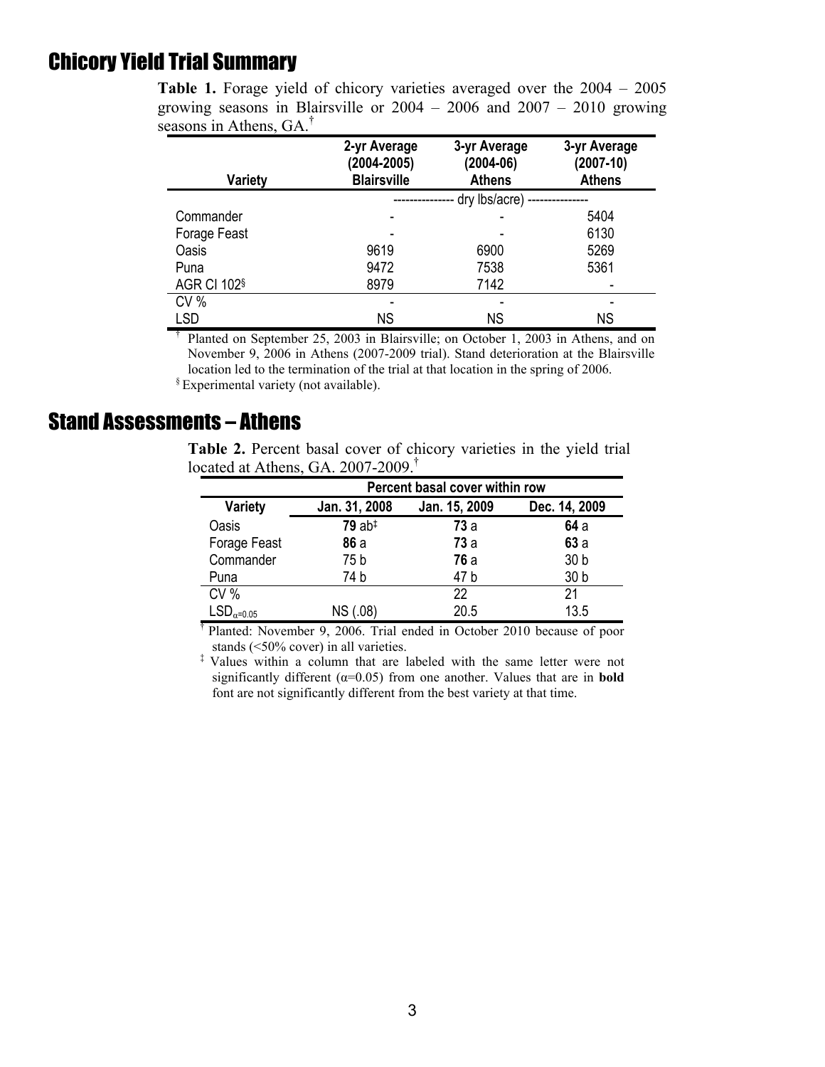## Chicory Yield Trial Summary

**Table 1.** Forage yield of chicory varieties averaged over the 2004 – 2005 growing seasons in Blairsville or 2004 – 2006 and 2007 – 2010 growing seasons in Athens, GA.†

| Variety | 2-yr Average (2004-2005) Blairsville | 3-yr Average (2004-06) Athens | 3-yr Average (2007-10) Athens |
|---|---|---|---|
| | --------------- dry lbs/acre) --------------- | | |
| Commander | - | - | 5404 |
| Forage Feast | - | - | 6130 |
| Oasis | 9619 | 6900 | 5269 |
| Puna | 9472 | 7538 | 5361 |
| AGR CI 102§ | 8979 | 7142 | - |
| CV % | - | - | - |
| LSD | NS | NS | NS |

† Planted on September 25, 2003 in Blairsville; on October 1, 2003 in Athens, and on November 9, 2006 in Athens (2007-2009 trial). Stand deterioration at the Blairsville location led to the termination of the trial at that location in the spring of 2006.

§ Experimental variety (not available).

## Stand Assessments – Athens

**Table 2.** Percent basal cover of chicory varieties in the yield trial located at Athens, GA. 2007-2009.†

| | Percent basal cover within row | | |
|---|---|---|---|
| Variety | Jan. 31, 2008 | Jan. 15, 2009 | Dec. 14, 2009 |
| Oasis | **79** ab‡ | **73** a | **64** a |
| Forage Feast | **86** a | **73** a | **63** a |
| Commander | 75 b | **76** a | 30 b |
| Puna | 74 b | 47 b | 30 b |
| CV % | | 22 | 21 |
| $LSD_{\alpha=0.05}$ | NS (.08) | 20.5 | 13.5 |

† Planted: November 9, 2006. Trial ended in October 2010 because of poor stands (<50% cover) in all varieties.

‡ Values within a column that are labeled with the same letter were not significantly different ($\alpha$=0.05) from one another. Values that are in **bold** font are not significantly different from the best variety at that time.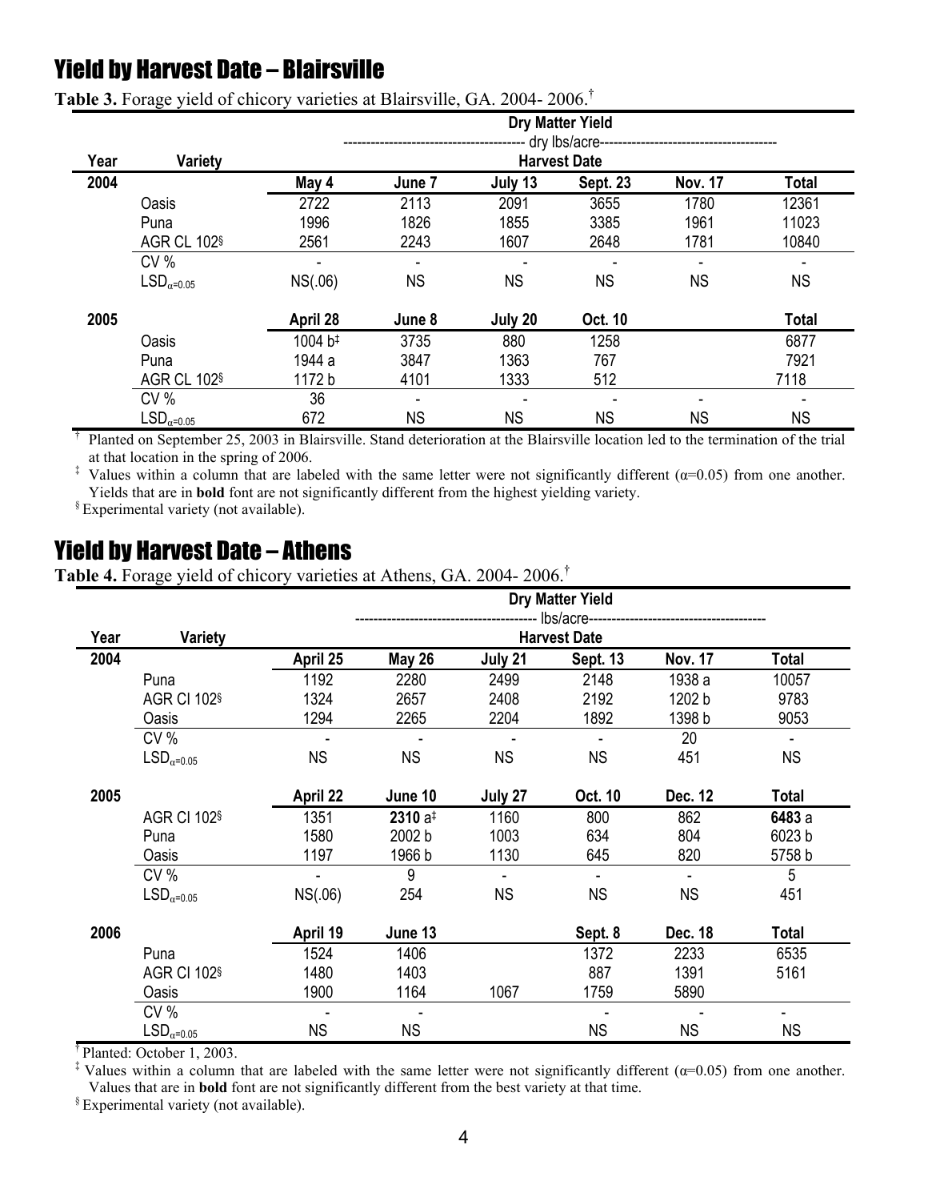## Yield by Harvest Date – Blairsville

**Table 3.** Forage yield of chicory varieties at Blairsville, GA. 2004- 2006.†

| | | Dry Matter Yield | | | | | |
|---|---|---|---|---|---|---|---|
| | | ---------- dry lbs/acre ---------- | | | | | |
| Year | Variety | Harvest Date | | | | | |
| **2004** | | **May 4** | **June 7** | **July 13** | **Sept. 23** | **Nov. 17** | **Total** |
| | Oasis | 2722 | 2113 | 2091 | 3655 | 1780 | 12361 |
| | Puna | 1996 | 1826 | 1855 | 3385 | 1961 | 11023 |
| | AGR CL 102§ | 2561 | 2243 | 1607 | 2648 | 1781 | 10840 |
| | CV % | - | - | - | - | - | - |
| | $LSD_{\alpha=0.05}$ | NS(.06) | NS | NS | NS | NS | NS |
| **2005** | | **April 28** | **June 8** | **July 20** | **Oct. 10** | | **Total** |
| | Oasis | 1004 b‡ | 3735 | 880 | 1258 | | 6877 |
| | Puna | 1944 a | 3847 | 1363 | 767 | | 7921 |
| | AGR CL 102§ | 1172 b | 4101 | 1333 | 512 | | 7118 |
| | CV % | 36 | - | - | - | - | - |
| | $LSD_{\alpha=0.05}$ | 672 | NS | NS | NS | NS | NS |

† Planted on September 25, 2003 in Blairsville. Stand deterioration at the Blairsville location led to the termination of the trial at that location in the spring of 2006.

‡ Values within a column that are labeled with the same letter were not significantly different (α=0.05) from one another. Yields that are in **bold** font are not significantly different from the highest yielding variety.

§ Experimental variety (not available).

## Yield by Harvest Date – Athens

**Table 4.** Forage yield of chicory varieties at Athens, GA. 2004- 2006.†

| | | Dry Matter Yield | | | | | |
|---|---|---|---|---|---|---|---|
| | | ---------- lbs/acre ---------- | | | | | |
| Year | Variety | Harvest Date | | | | | |
| **2004** | | **April 25** | **May 26** | **July 21** | **Sept. 13** | **Nov. 17** | **Total** |
| | Puna | 1192 | 2280 | 2499 | 2148 | 1938 a | 10057 |
| | AGR CI 102§ | 1324 | 2657 | 2408 | 2192 | 1202 b | 9783 |
| | Oasis | 1294 | 2265 | 2204 | 1892 | 1398 b | 9053 |
| | CV % | - | - | - | - | 20 | - |
| | $LSD_{\alpha=0.05}$ | NS | NS | NS | NS | 451 | NS |
| **2005** | | **April 22** | **June 10** | **July 27** | **Oct. 10** | **Dec. 12** | **Total** |
| | AGR CI 102§ | 1351 | **2310** a‡ | 1160 | 800 | 862 | **6483** a |
| | Puna | 1580 | 2002 b | 1003 | 634 | 804 | 6023 b |
| | Oasis | 1197 | 1966 b | 1130 | 645 | 820 | 5758 b |
| | CV % | - | 9 | - | - | - | 5 |
| | $LSD_{\alpha=0.05}$ | NS(.06) | 254 | NS | NS | NS | 451 |
| **2006** | | **April 19** | **June 13** | | **Sept. 8** | **Dec. 18** | **Total** |
| | Puna | 1524 | 1406 | | 1372 | 2233 | 6535 |
| | AGR CI 102§ | 1480 | 1403 | | 887 | 1391 | 5161 |
| | Oasis | 1900 | 1164 | 1067 | 1759 | 5890 | |
| | CV % | - | - | | - | - | - |
| | $LSD_{\alpha=0.05}$ | NS | NS | | NS | NS | NS |

† Planted: October 1, 2003.

‡ Values within a column that are labeled with the same letter were not significantly different (α=0.05) from one another. Values that are in **bold** font are not significantly different from the best variety at that time.

§ Experimental variety (not available).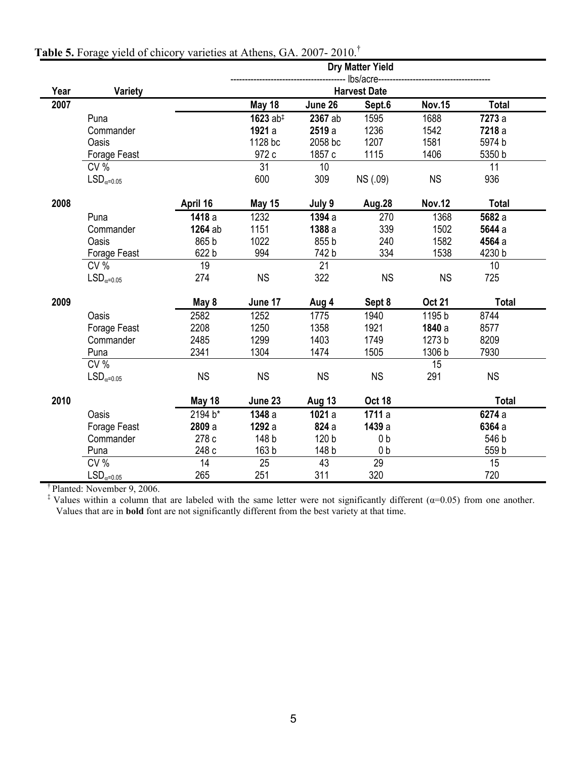**Table 5.** Forage yield of chicory varieties at Athens, GA. 2007- 2010.[†]

| Year | Variety | | | | | | |
|---|---|---|---|---|---|---|---|
| | | Dry Matter Yield | | | | | |
| | | ---------- lbs/acre ---------- | | | | | |
| | | Harvest Date | | | | | |
| **2007** | | | **May 18** | **June 26** | **Sept.6** | **Nov.15** | **Total** |
| | Puna | | **1623** ab[‡] | **2367** ab | 1595 | 1688 | **7273** a |
| | Commander | | **1921** a | **2519** a | 1236 | 1542 | **7218** a |
| | Oasis | | 1128 bc | 2058 bc | 1207 | 1581 | 5974 b |
| | Forage Feast | | 972 c | 1857 c | 1115 | 1406 | 5350 b |
| | CV % | | 31 | 10 | | | 11 |
| | $LSD_{\alpha=0.05}$ | | 600 | 309 | NS (.09) | NS | 936 |
| **2008** | | **April 16** | **May 15** | **July 9** | **Aug.28** | **Nov.12** | **Total** |
| | Puna | **1418** a | 1232 | **1394** a | 270 | 1368 | **5682** a |
| | Commander | **1264** ab | 1151 | **1388** a | 339 | 1502 | **5644** a |
| | Oasis | 865 b | 1022 | 855 b | 240 | 1582 | **4564** a |
| | Forage Feast | 622 b | 994 | 742 b | 334 | 1538 | 4230 b |
| | CV % | 19 | | 21 | | | 10 |
| | $LSD_{\alpha=0.05}$ | 274 | NS | 322 | NS | NS | 725 |
| **2009** | | **May 8** | **June 17** | **Aug 4** | **Sept 8** | **Oct 21** | **Total** |
| | Oasis | 2582 | 1252 | 1775 | 1940 | 1195 b | 8744 |
| | Forage Feast | 2208 | 1250 | 1358 | 1921 | **1840** a | 8577 |
| | Commander | 2485 | 1299 | 1403 | 1749 | 1273 b | 8209 |
| | Puna | 2341 | 1304 | 1474 | 1505 | 1306 b | 7930 |
| | CV % | | | | | 15 | |
| | $LSD_{\alpha=0.05}$ | NS | NS | NS | NS | 291 | NS |
| **2010** | | **May 18** | **June 23** | **Aug 13** | **Oct 18** | | **Total** |
| | Oasis | 2194 b* | **1348** a | **1021** a | **1711** a | | **6274** a |
| | Forage Feast | **2809** a | **1292** a | **824** a | **1439** a | | **6364** a |
| | Commander | 278 c | 148 b | 120 b | 0 b | | 546 b |
| | Puna | 248 c | 163 b | 148 b | 0 b | | 559 b |
| | CV % | 14 | 25 | 43 | 29 | | 15 |
| | $LSD_{\alpha=0.05}$ | 265 | 251 | 311 | 320 | | 720 |

[†] Planted: November 9, 2006.

[‡] Values within a column that are labeled with the same letter were not significantly different ($\alpha=0.05$) from one another. Values that are in **bold** font are not significantly different from the best variety at that time.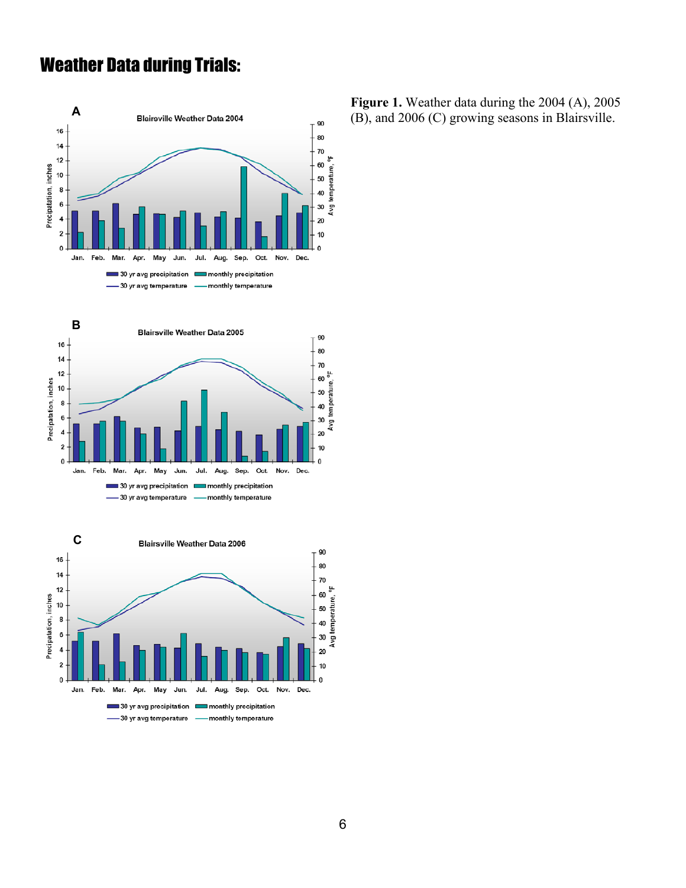# Weather Data during Trials:

**Figure 1.** Weather data during the 2004 (A), 2005 (B), and 2006 (C) growing seasons in Blairsville.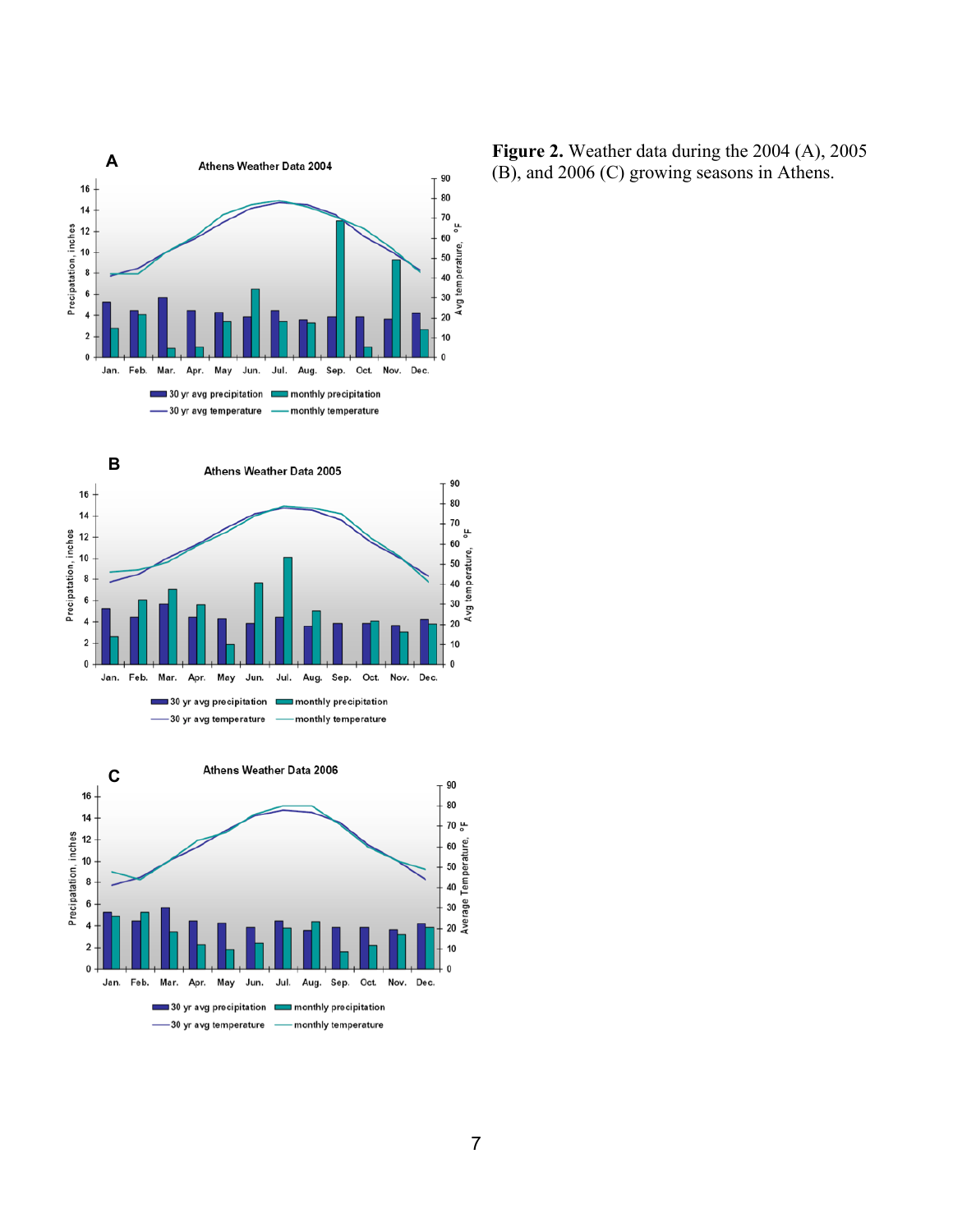**Figure 2.** Weather data during the 2004 (A), 2005 (B), and 2006 (C) growing seasons in Athens.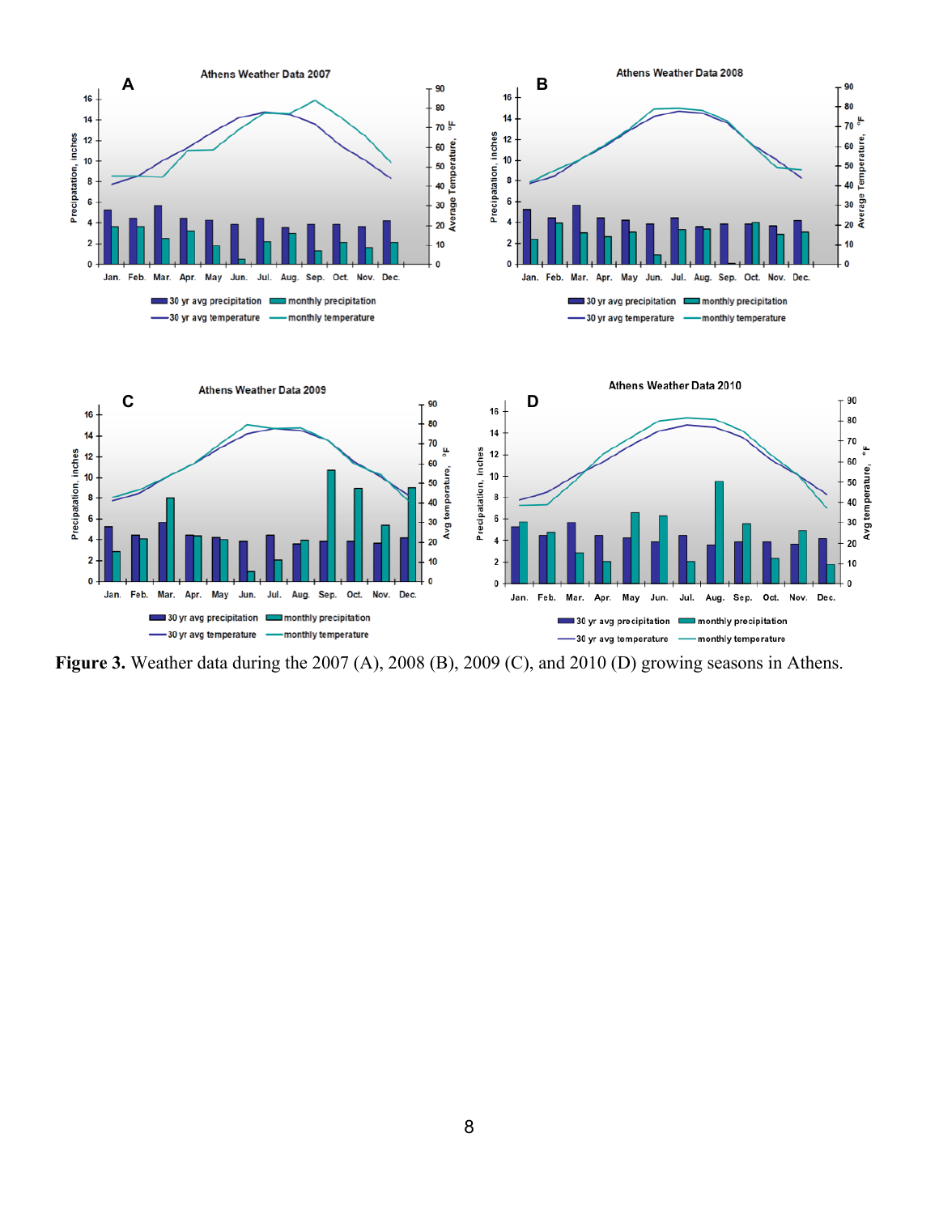**Figure 3.** Weather data during the 2007 (A), 2008 (B), 2009 (C), and 2010 (D) growing seasons in Athens.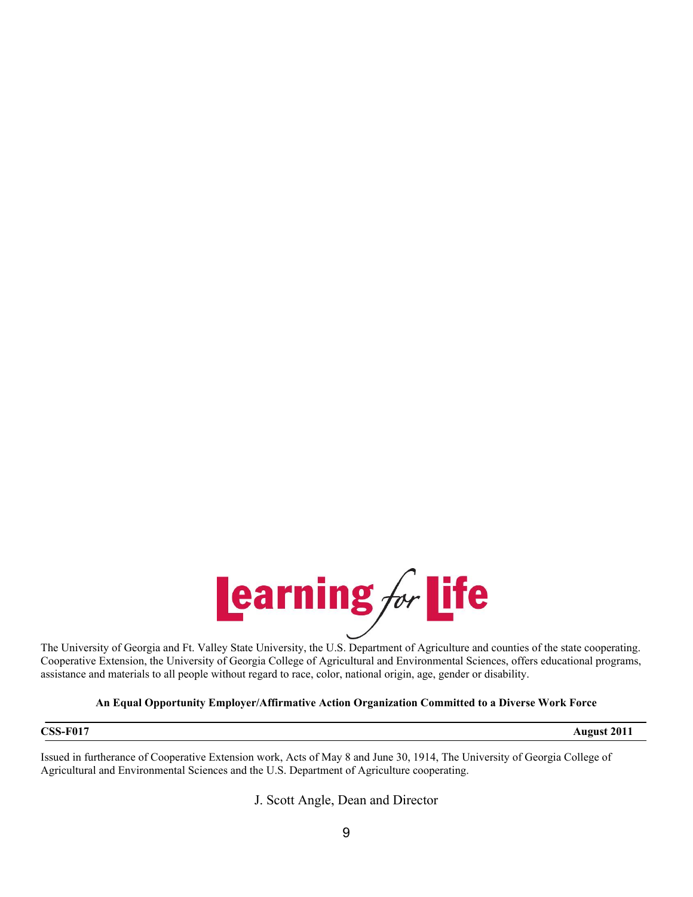Learning for Life

The University of Georgia and Ft. Valley State University, the U.S. Department of Agriculture and counties of the state cooperating. Cooperative Extension, the University of Georgia College of Agricultural and Environmental Sciences, offers educational programs, assistance and materials to all people without regard to race, color, national origin, age, gender or disability.

**An Equal Opportunity Employer/Affirmative Action Organization Committed to a Diverse Work Force**

**CSS-F017** **August 2011**

Issued in furtherance of Cooperative Extension work, Acts of May 8 and June 30, 1914, The University of Georgia College of Agricultural and Environmental Sciences and the U.S. Department of Agriculture cooperating.

J. Scott Angle, Dean and Director